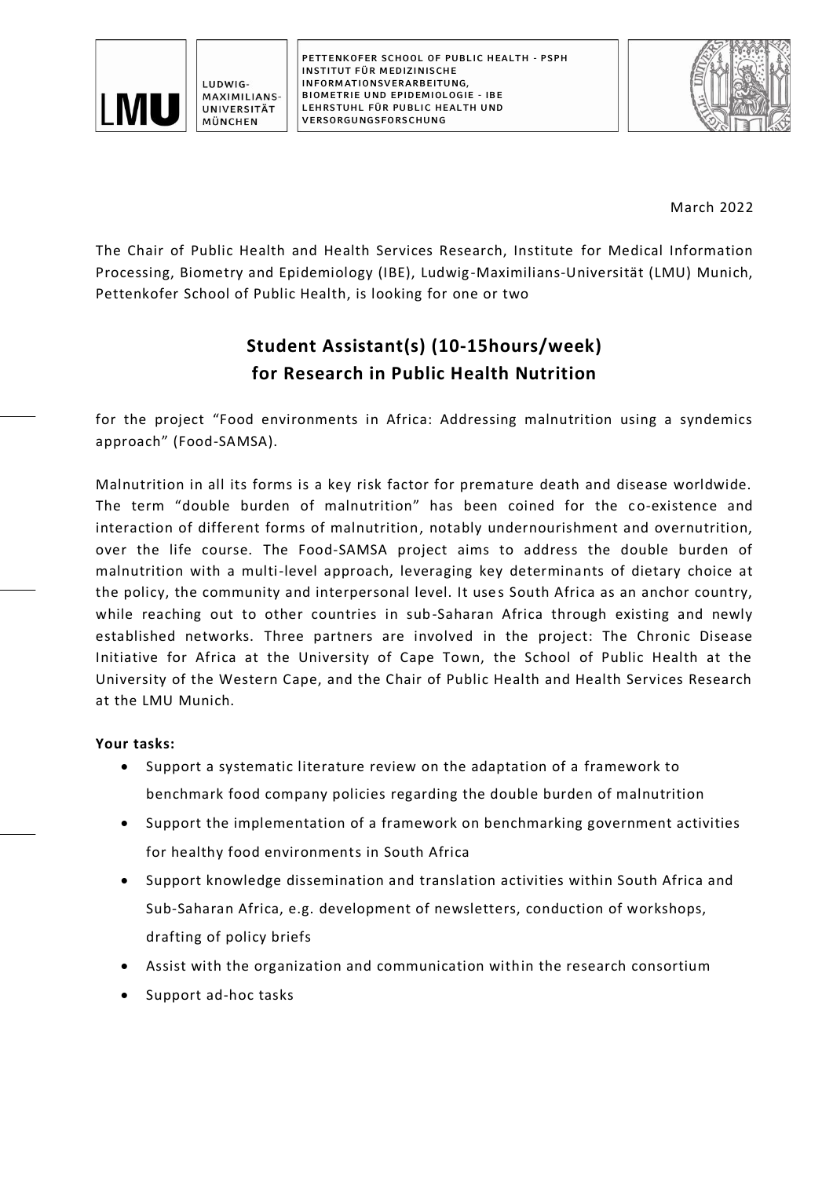LMU LUDWIG-MAXIMILIANS-UNIVERSITÄT MÜNCHEN

PETTENKOFER SCHOOL OF PUBLIC HEALTH - PSPH
INSTITUT FÜR MEDIZINISCHE INFORMATIONSVERARBEITUNG, BIOMETRIE UND EPIDEMIOLOGIE - IBE
LEHRSTUHL FÜR PUBLIC HEALTH UND VERSORGUNGSFORSCHUNG

March 2022

The Chair of Public Health and Health Services Research, Institute for Medical Information Processing, Biometry and Epidemiology (IBE), Ludwig-Maximilians-Universität (LMU) Munich, Pettenkofer School of Public Health, is looking for one or two

# Student Assistant(s) (10-15hours/week) for Research in Public Health Nutrition

for the project "Food environments in Africa: Addressing malnutrition using a syndemics approach" (Food-SAMSA).

Malnutrition in all its forms is a key risk factor for premature death and disease worldwide. The term "double burden of malnutrition" has been coined for the co-existence and interaction of different forms of malnutrition, notably undernourishment and overnutrition, over the life course. The Food-SAMSA project aims to address the double burden of malnutrition with a multi-level approach, leveraging key determinants of dietary choice at the policy, the community and interpersonal level. It uses South Africa as an anchor country, while reaching out to other countries in sub-Saharan Africa through existing and newly established networks. Three partners are involved in the project: The Chronic Disease Initiative for Africa at the University of Cape Town, the School of Public Health at the University of the Western Cape, and the Chair of Public Health and Health Services Research at the LMU Munich.

**Your tasks:**

- Support a systematic literature review on the adaptation of a framework to benchmark food company policies regarding the double burden of malnutrition
- Support the implementation of a framework on benchmarking government activities for healthy food environments in South Africa
- Support knowledge dissemination and translation activities within South Africa and Sub-Saharan Africa, e.g. development of newsletters, conduction of workshops, drafting of policy briefs
- Assist with the organization and communication within the research consortium
- Support ad-hoc tasks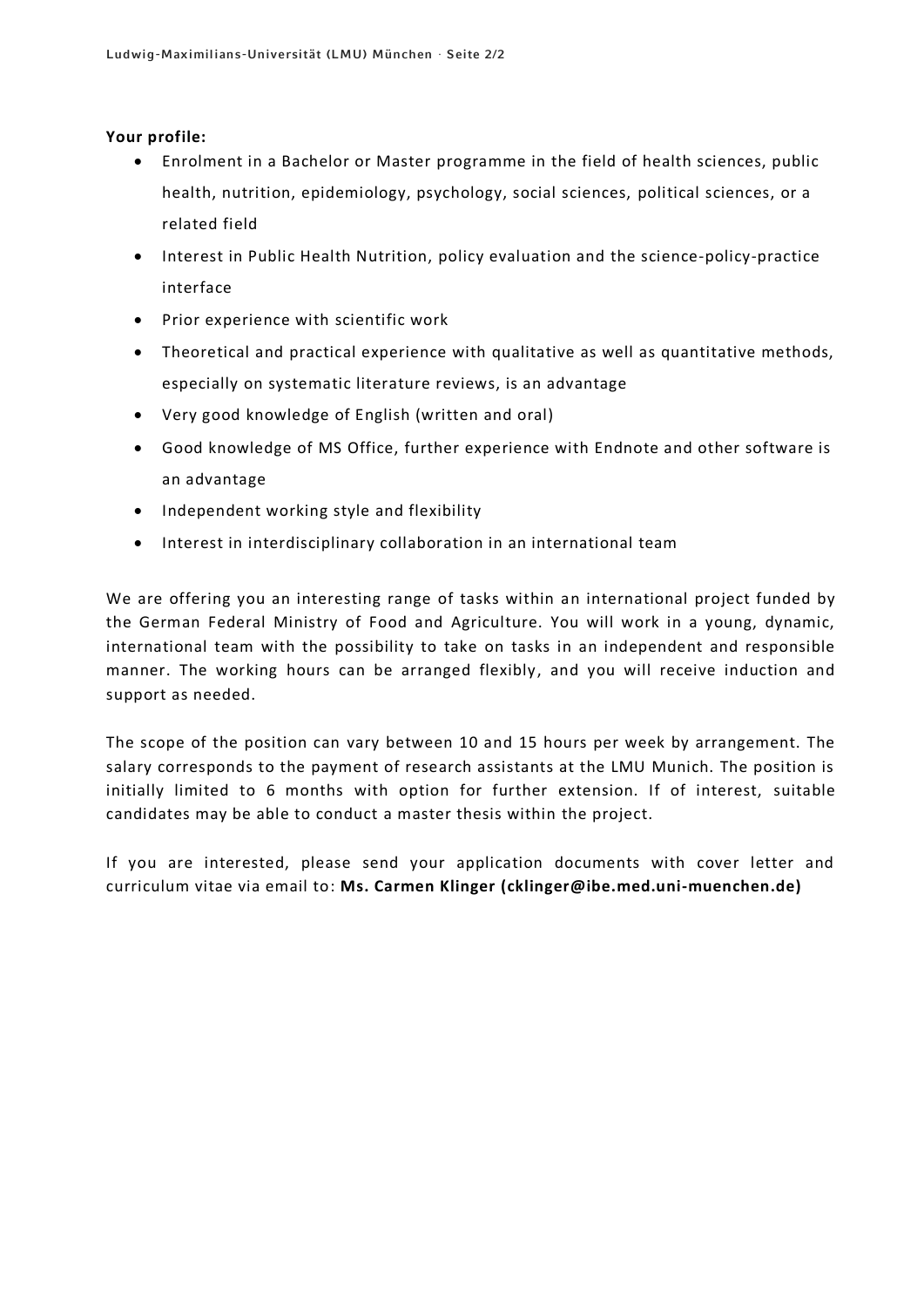**Your profile:**

- Enrolment in a Bachelor or Master programme in the field of health sciences, public health, nutrition, epidemiology, psychology, social sciences, political sciences, or a related field
- Interest in Public Health Nutrition, policy evaluation and the science-policy-practice interface
- Prior experience with scientific work
- Theoretical and practical experience with qualitative as well as quantitative methods, especially on systematic literature reviews, is an advantage
- Very good knowledge of English (written and oral)
- Good knowledge of MS Office, further experience with Endnote and other software is an advantage
- Independent working style and flexibility
- Interest in interdisciplinary collaboration in an international team

We are offering you an interesting range of tasks within an international project funded by the German Federal Ministry of Food and Agriculture. You will work in a young, dynamic, international team with the possibility to take on tasks in an independent and responsible manner. The working hours can be arranged flexibly, and you will receive induction and support as needed.

The scope of the position can vary between 10 and 15 hours per week by arrangement. The salary corresponds to the payment of research assistants at the LMU Munich. The position is initially limited to 6 months with option for further extension. If of interest, suitable candidates may be able to conduct a master thesis within the project.

If you are interested, please send your application documents with cover letter and curriculum vitae via email to: **Ms. Carmen Klinger (cklinger@ibe.med.uni-muenchen.de)**